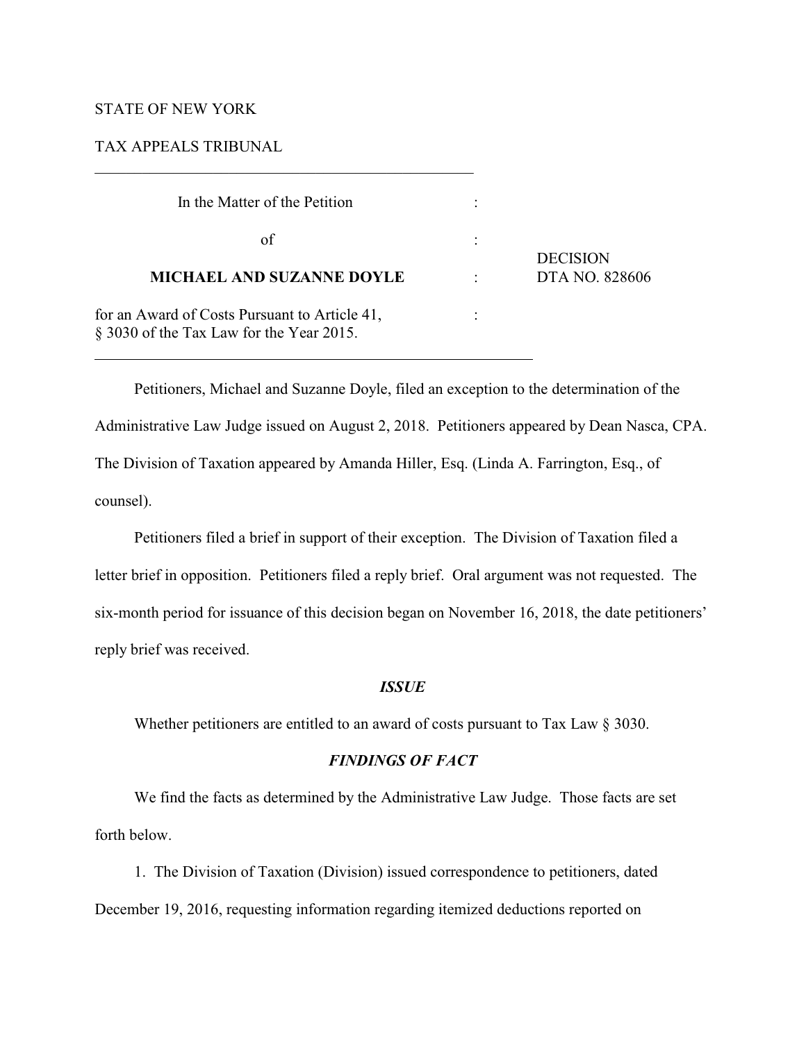STATE OF NEW YORK

TAX APPEALS TRIBUNAL

| In the Matter of the Petition | : | |
|---|---|---|
| of | : | DECISION |
| **MICHAEL AND SUZANNE DOYLE** | : | DTA NO. 828606 |
| for an Award of Costs Pursuant to Article 41, § 3030 of the Tax Law for the Year 2015. | : | |

Petitioners, Michael and Suzanne Doyle, filed an exception to the determination of the Administrative Law Judge issued on August 2, 2018. Petitioners appeared by Dean Nasca, CPA. The Division of Taxation appeared by Amanda Hiller, Esq. (Linda A. Farrington, Esq., of counsel).

Petitioners filed a brief in support of their exception. The Division of Taxation filed a letter brief in opposition. Petitioners filed a reply brief. Oral argument was not requested. The six-month period for issuance of this decision began on November 16, 2018, the date petitioners' reply brief was received.

## *ISSUE*

Whether petitioners are entitled to an award of costs pursuant to Tax Law § 3030.

## *FINDINGS OF FACT*

We find the facts as determined by the Administrative Law Judge. Those facts are set forth below.

1. The Division of Taxation (Division) issued correspondence to petitioners, dated December 19, 2016, requesting information regarding itemized deductions reported on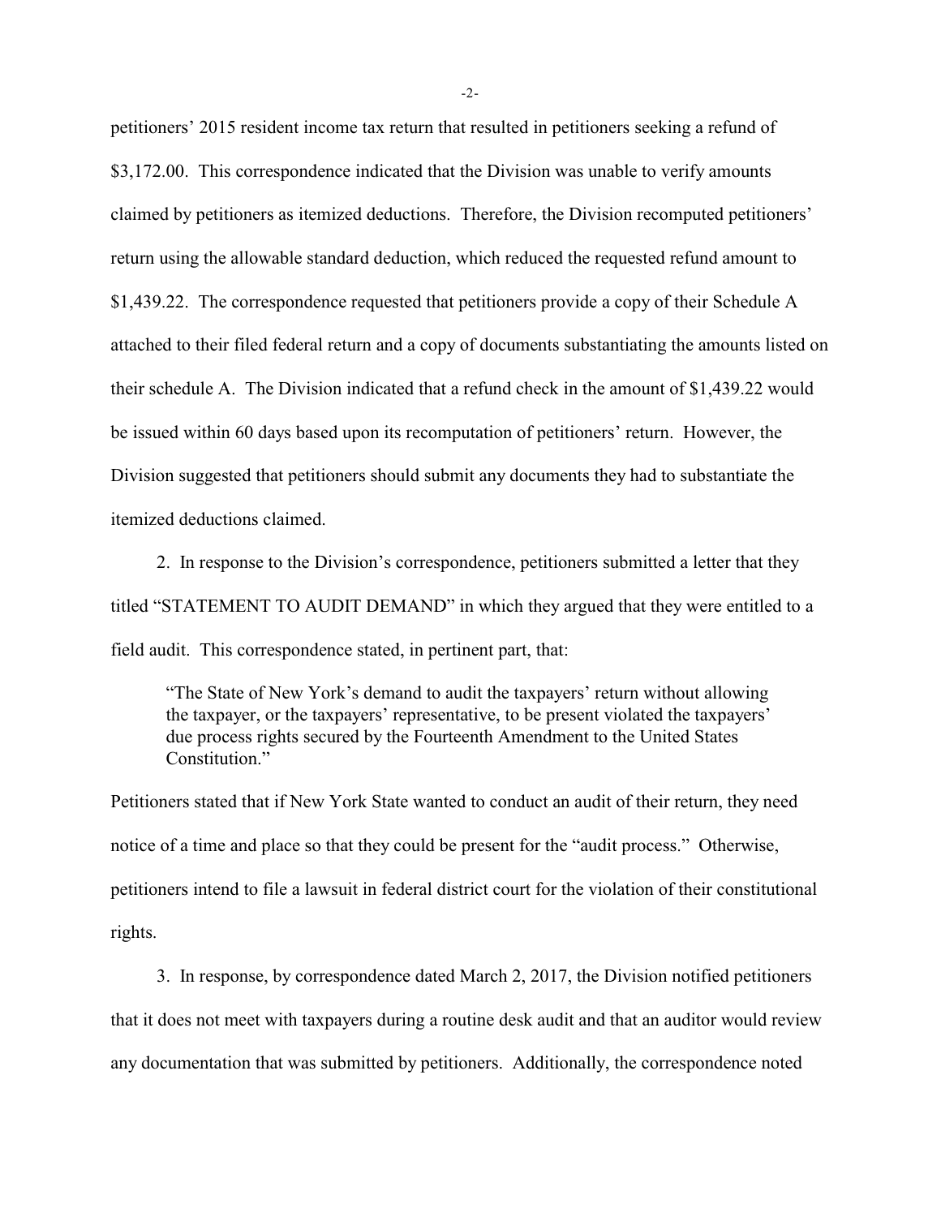petitioners' 2015 resident income tax return that resulted in petitioners seeking a refund of $3,172.00. This correspondence indicated that the Division was unable to verify amounts claimed by petitioners as itemized deductions. Therefore, the Division recomputed petitioners' return using the allowable standard deduction, which reduced the requested refund amount to $1,439.22. The correspondence requested that petitioners provide a copy of their Schedule A attached to their filed federal return and a copy of documents substantiating the amounts listed on their schedule A. The Division indicated that a refund check in the amount of $1,439.22 would be issued within 60 days based upon its recomputation of petitioners' return. However, the Division suggested that petitioners should submit any documents they had to substantiate the itemized deductions claimed.

2. In response to the Division's correspondence, petitioners submitted a letter that they titled "STATEMENT TO AUDIT DEMAND" in which they argued that they were entitled to a field audit. This correspondence stated, in pertinent part, that:

> "The State of New York's demand to audit the taxpayers' return without allowing the taxpayer, or the taxpayers' representative, to be present violated the taxpayers' due process rights secured by the Fourteenth Amendment to the United States Constitution."

Petitioners stated that if New York State wanted to conduct an audit of their return, they need notice of a time and place so that they could be present for the "audit process." Otherwise, petitioners intend to file a lawsuit in federal district court for the violation of their constitutional rights.

3. In response, by correspondence dated March 2, 2017, the Division notified petitioners that it does not meet with taxpayers during a routine desk audit and that an auditor would review any documentation that was submitted by petitioners. Additionally, the correspondence noted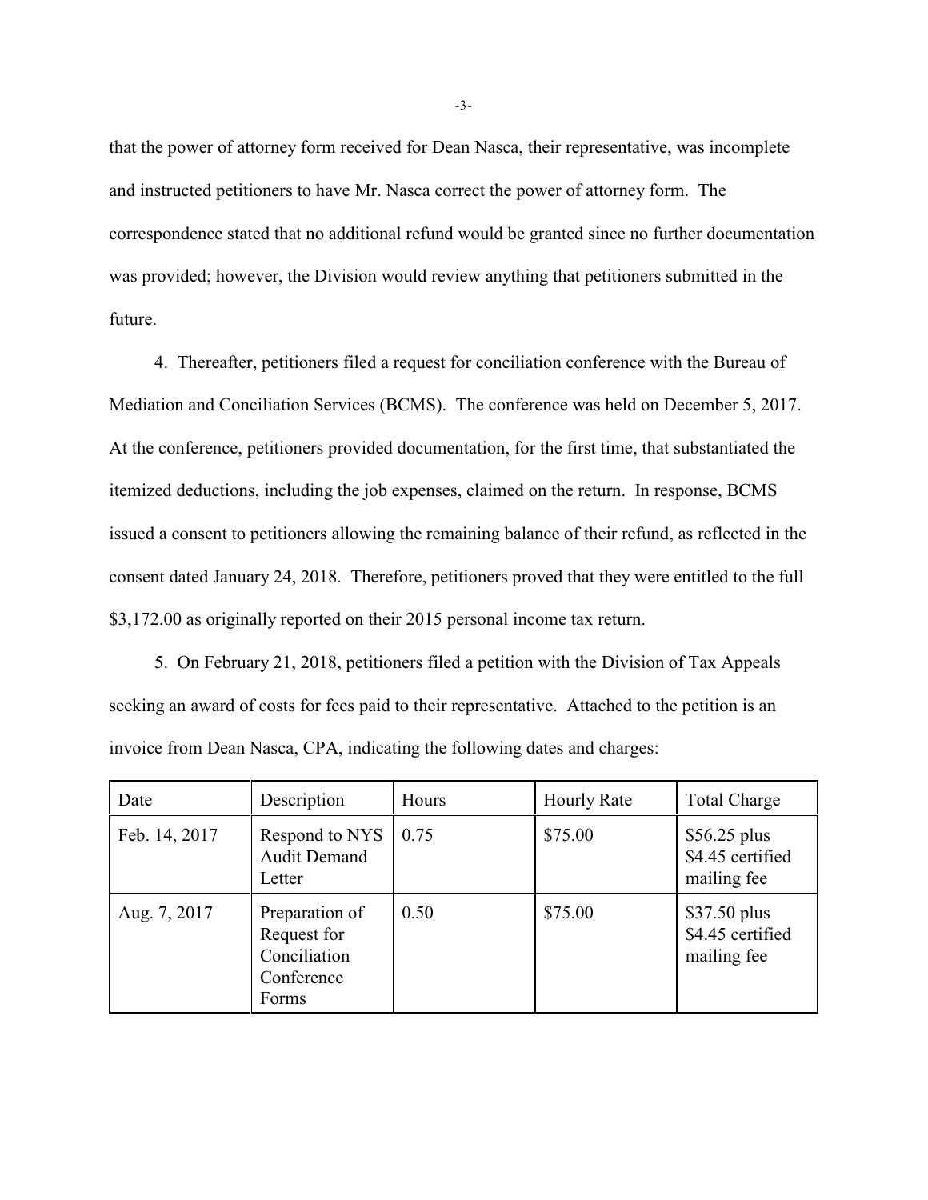that the power of attorney form received for Dean Nasca, their representative, was incomplete and instructed petitioners to have Mr. Nasca correct the power of attorney form. The correspondence stated that no additional refund would be granted since no further documentation was provided; however, the Division would review anything that petitioners submitted in the future.

4. Thereafter, petitioners filed a request for conciliation conference with the Bureau of Mediation and Conciliation Services (BCMS). The conference was held on December 5, 2017. At the conference, petitioners provided documentation, for the first time, that substantiated the itemized deductions, including the job expenses, claimed on the return. In response, BCMS issued a consent to petitioners allowing the remaining balance of their refund, as reflected in the consent dated January 24, 2018. Therefore, petitioners proved that they were entitled to the full $3,172.00 as originally reported on their 2015 personal income tax return.

5. On February 21, 2018, petitioners filed a petition with the Division of Tax Appeals seeking an award of costs for fees paid to their representative. Attached to the petition is an invoice from Dean Nasca, CPA, indicating the following dates and charges:

| Date | Description | Hours | Hourly Rate | Total Charge |
|---|---|---|---|---|
| Feb. 14, 2017 | Respond to NYS Audit Demand Letter | 0.75 | $75.00 | $56.25 plus $4.45 certified mailing fee |
| Aug. 7, 2017 | Preparation of Request for Conciliation Conference Forms | 0.50 | $75.00 | $37.50 plus $4.45 certified mailing fee |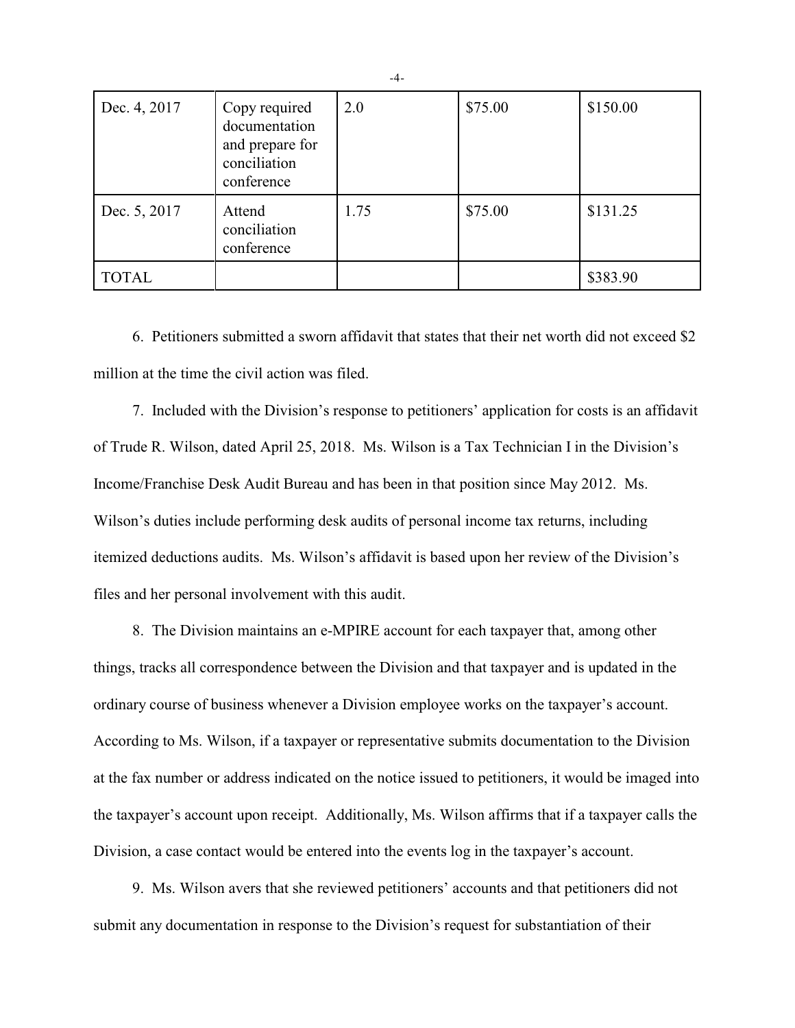| Dec. 4, 2017 | Copy required documentation and prepare for conciliation conference | 2.0 | $75.00 | $150.00 |
|---|---|---|---|---|
| Dec. 5, 2017 | Attend conciliation conference | 1.75 | $75.00 | $131.25 |
| TOTAL | | | | $383.90 |

6. Petitioners submitted a sworn affidavit that states that their net worth did not exceed $2 million at the time the civil action was filed.

7. Included with the Division's response to petitioners' application for costs is an affidavit of Trude R. Wilson, dated April 25, 2018. Ms. Wilson is a Tax Technician I in the Division's Income/Franchise Desk Audit Bureau and has been in that position since May 2012. Ms. Wilson's duties include performing desk audits of personal income tax returns, including itemized deductions audits. Ms. Wilson's affidavit is based upon her review of the Division's files and her personal involvement with this audit.

8. The Division maintains an e-MPIRE account for each taxpayer that, among other things, tracks all correspondence between the Division and that taxpayer and is updated in the ordinary course of business whenever a Division employee works on the taxpayer's account. According to Ms. Wilson, if a taxpayer or representative submits documentation to the Division at the fax number or address indicated on the notice issued to petitioners, it would be imaged into the taxpayer's account upon receipt. Additionally, Ms. Wilson affirms that if a taxpayer calls the Division, a case contact would be entered into the events log in the taxpayer's account.

9. Ms. Wilson avers that she reviewed petitioners' accounts and that petitioners did not submit any documentation in response to the Division's request for substantiation of their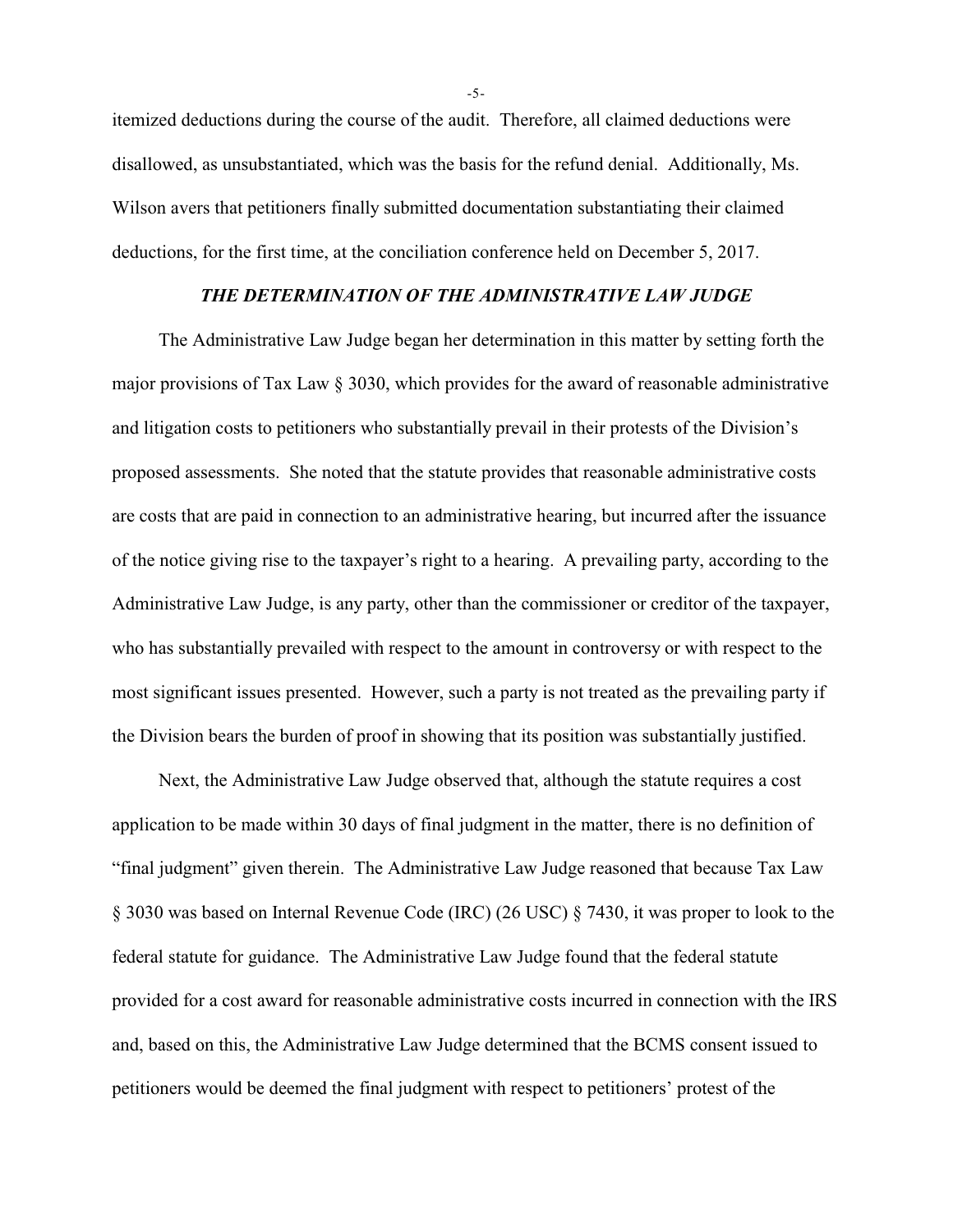itemized deductions during the course of the audit. Therefore, all claimed deductions were disallowed, as unsubstantiated, which was the basis for the refund denial. Additionally, Ms. Wilson avers that petitioners finally submitted documentation substantiating their claimed deductions, for the first time, at the conciliation conference held on December 5, 2017.

## *THE DETERMINATION OF THE ADMINISTRATIVE LAW JUDGE*

The Administrative Law Judge began her determination in this matter by setting forth the major provisions of Tax Law § 3030, which provides for the award of reasonable administrative and litigation costs to petitioners who substantially prevail in their protests of the Division's proposed assessments. She noted that the statute provides that reasonable administrative costs are costs that are paid in connection to an administrative hearing, but incurred after the issuance of the notice giving rise to the taxpayer's right to a hearing. A prevailing party, according to the Administrative Law Judge, is any party, other than the commissioner or creditor of the taxpayer, who has substantially prevailed with respect to the amount in controversy or with respect to the most significant issues presented. However, such a party is not treated as the prevailing party if the Division bears the burden of proof in showing that its position was substantially justified.

Next, the Administrative Law Judge observed that, although the statute requires a cost application to be made within 30 days of final judgment in the matter, there is no definition of "final judgment" given therein. The Administrative Law Judge reasoned that because Tax Law § 3030 was based on Internal Revenue Code (IRC) (26 USC) § 7430, it was proper to look to the federal statute for guidance. The Administrative Law Judge found that the federal statute provided for a cost award for reasonable administrative costs incurred in connection with the IRS and, based on this, the Administrative Law Judge determined that the BCMS consent issued to petitioners would be deemed the final judgment with respect to petitioners' protest of the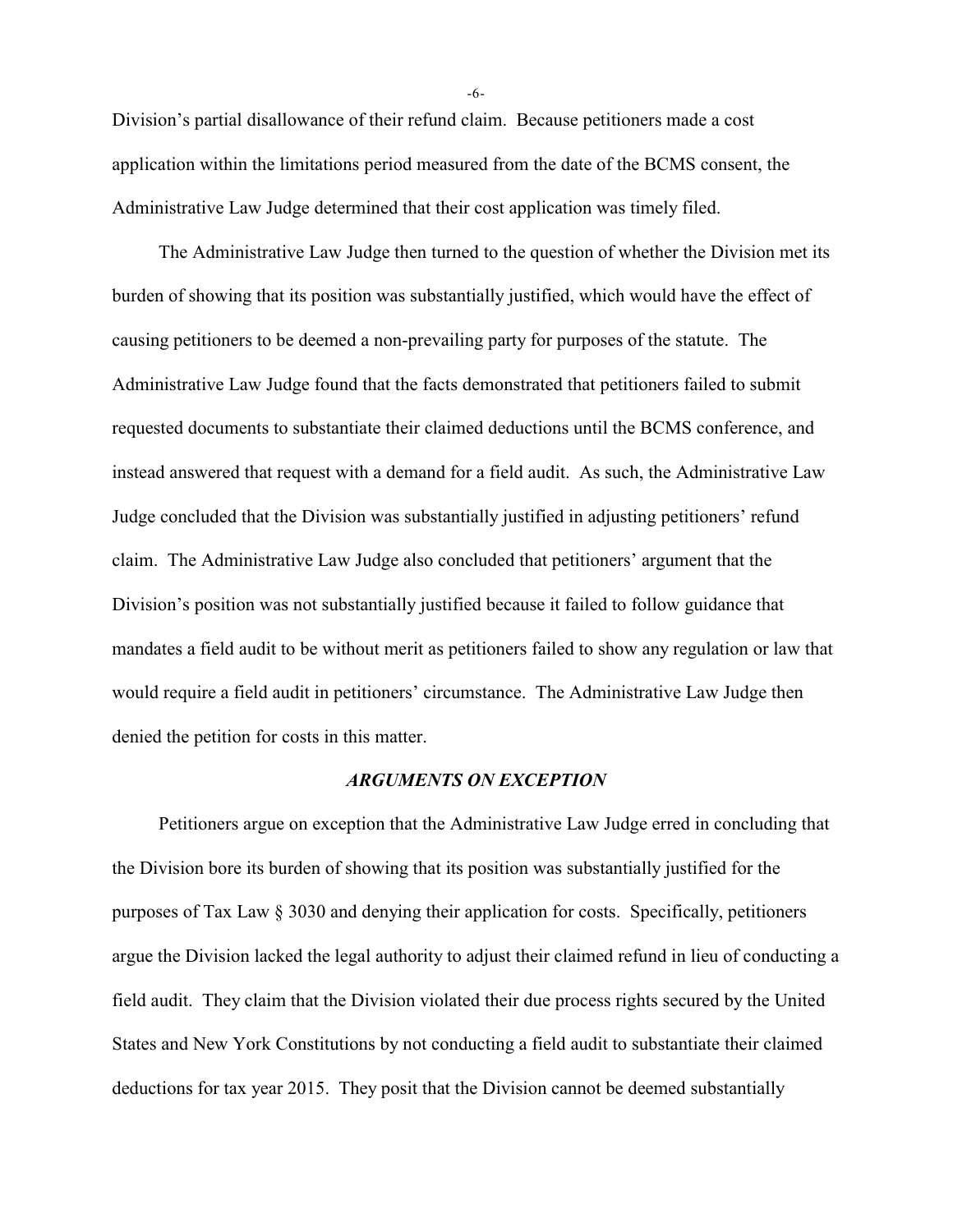Division's partial disallowance of their refund claim. Because petitioners made a cost application within the limitations period measured from the date of the BCMS consent, the Administrative Law Judge determined that their cost application was timely filed.

The Administrative Law Judge then turned to the question of whether the Division met its burden of showing that its position was substantially justified, which would have the effect of causing petitioners to be deemed a non-prevailing party for purposes of the statute. The Administrative Law Judge found that the facts demonstrated that petitioners failed to submit requested documents to substantiate their claimed deductions until the BCMS conference, and instead answered that request with a demand for a field audit. As such, the Administrative Law Judge concluded that the Division was substantially justified in adjusting petitioners' refund claim. The Administrative Law Judge also concluded that petitioners' argument that the Division's position was not substantially justified because it failed to follow guidance that mandates a field audit to be without merit as petitioners failed to show any regulation or law that would require a field audit in petitioners' circumstance. The Administrative Law Judge then denied the petition for costs in this matter.

### *ARGUMENTS ON EXCEPTION*

Petitioners argue on exception that the Administrative Law Judge erred in concluding that the Division bore its burden of showing that its position was substantially justified for the purposes of Tax Law § 3030 and denying their application for costs. Specifically, petitioners argue the Division lacked the legal authority to adjust their claimed refund in lieu of conducting a field audit. They claim that the Division violated their due process rights secured by the United States and New York Constitutions by not conducting a field audit to substantiate their claimed deductions for tax year 2015. They posit that the Division cannot be deemed substantially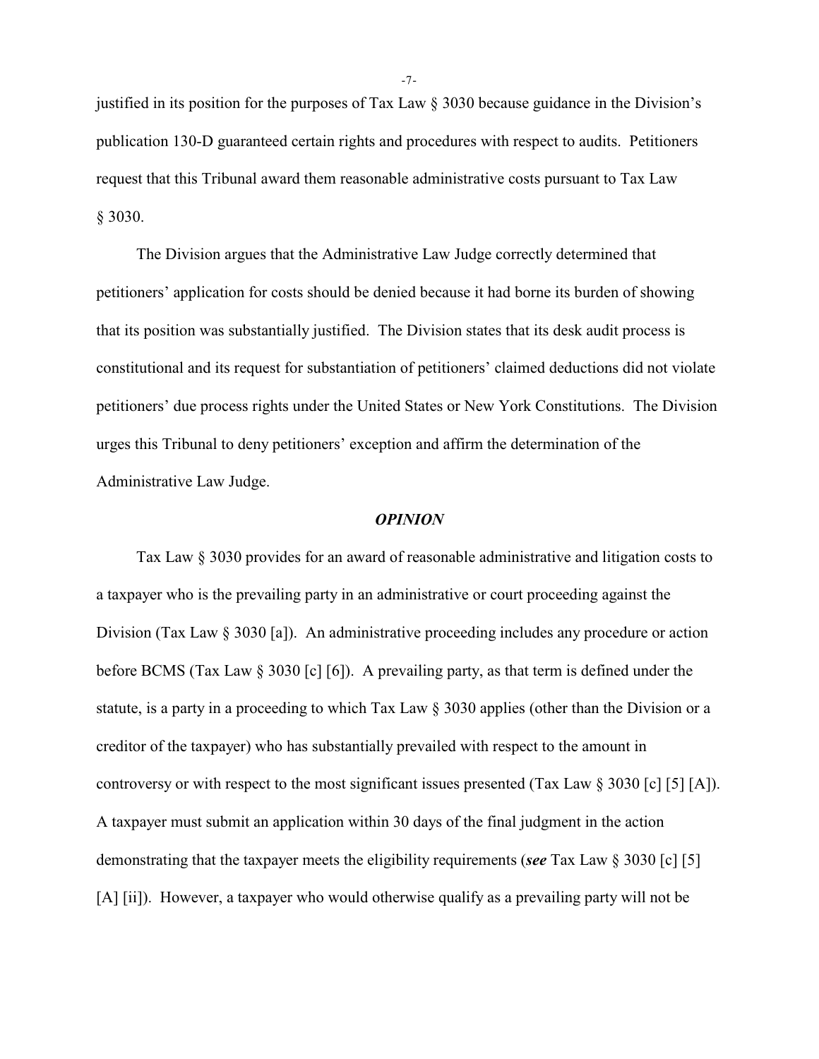justified in its position for the purposes of Tax Law § 3030 because guidance in the Division's publication 130-D guaranteed certain rights and procedures with respect to audits. Petitioners request that this Tribunal award them reasonable administrative costs pursuant to Tax Law § 3030.

The Division argues that the Administrative Law Judge correctly determined that petitioners' application for costs should be denied because it had borne its burden of showing that its position was substantially justified. The Division states that its desk audit process is constitutional and its request for substantiation of petitioners' claimed deductions did not violate petitioners' due process rights under the United States or New York Constitutions. The Division urges this Tribunal to deny petitioners' exception and affirm the determination of the Administrative Law Judge.

## *OPINION*

Tax Law § 3030 provides for an award of reasonable administrative and litigation costs to a taxpayer who is the prevailing party in an administrative or court proceeding against the Division (Tax Law § 3030 [a]). An administrative proceeding includes any procedure or action before BCMS (Tax Law § 3030 [c] [6]). A prevailing party, as that term is defined under the statute, is a party in a proceeding to which Tax Law § 3030 applies (other than the Division or a creditor of the taxpayer) who has substantially prevailed with respect to the amount in controversy or with respect to the most significant issues presented (Tax Law § 3030 [c] [5] [A]). A taxpayer must submit an application within 30 days of the final judgment in the action demonstrating that the taxpayer meets the eligibility requirements (***see*** Tax Law § 3030 [c] [5] [A] [ii]). However, a taxpayer who would otherwise qualify as a prevailing party will not be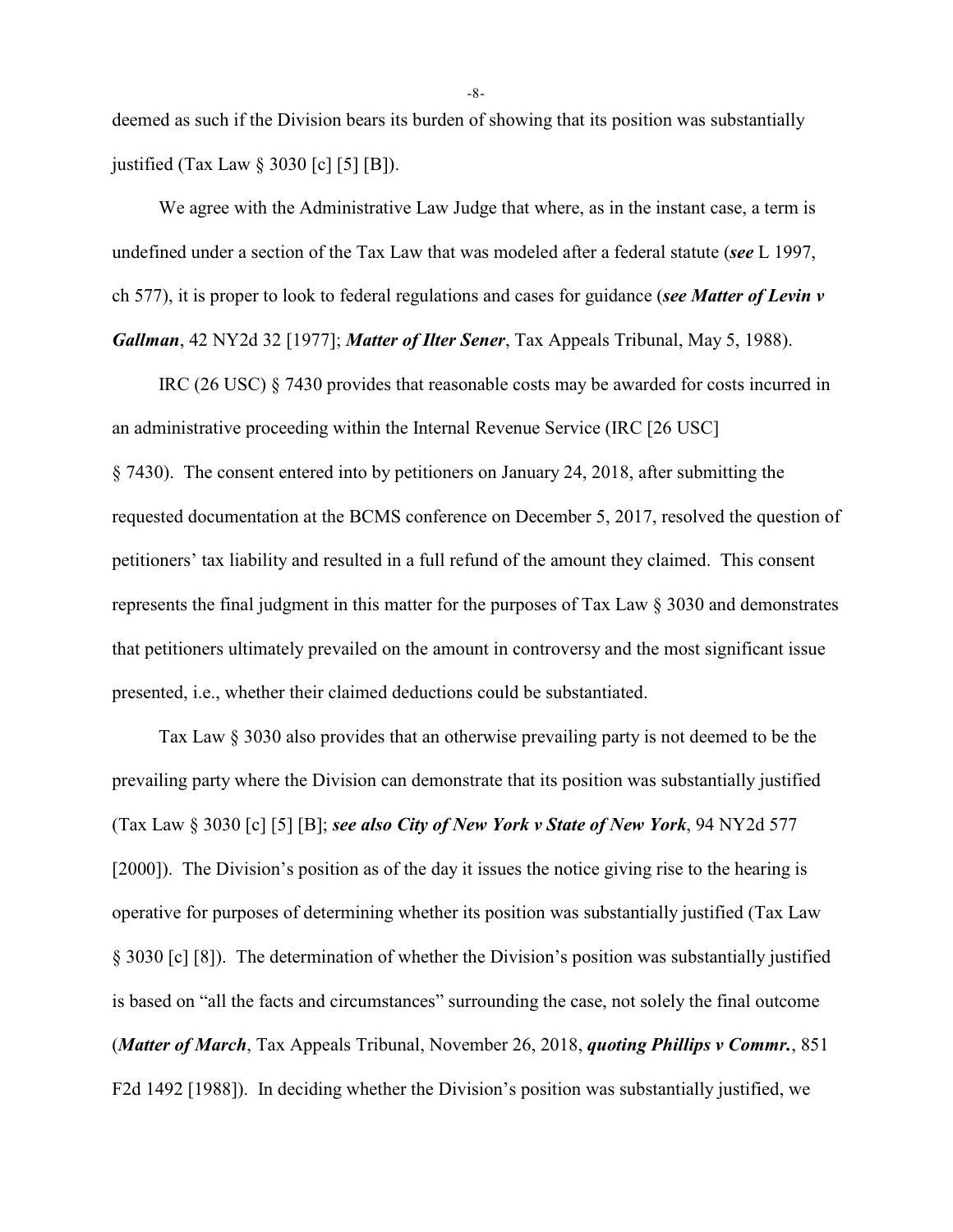deemed as such if the Division bears its burden of showing that its position was substantially justified (Tax Law § 3030 [c] [5] [B]).

We agree with the Administrative Law Judge that where, as in the instant case, a term is undefined under a section of the Tax Law that was modeled after a federal statute (***see*** L 1997, ch 577), it is proper to look to federal regulations and cases for guidance (***see Matter of Levin v Gallman***, 42 NY2d 32 [1977]; ***Matter of Ilter Sener***, Tax Appeals Tribunal, May 5, 1988).

IRC (26 USC) § 7430 provides that reasonable costs may be awarded for costs incurred in an administrative proceeding within the Internal Revenue Service (IRC [26 USC] § 7430). The consent entered into by petitioners on January 24, 2018, after submitting the requested documentation at the BCMS conference on December 5, 2017, resolved the question of petitioners' tax liability and resulted in a full refund of the amount they claimed. This consent represents the final judgment in this matter for the purposes of Tax Law § 3030 and demonstrates that petitioners ultimately prevailed on the amount in controversy and the most significant issue presented, i.e., whether their claimed deductions could be substantiated.

Tax Law § 3030 also provides that an otherwise prevailing party is not deemed to be the prevailing party where the Division can demonstrate that its position was substantially justified (Tax Law § 3030 [c] [5] [B]; ***see also City of New York v State of New York***, 94 NY2d 577 [2000]). The Division's position as of the day it issues the notice giving rise to the hearing is operative for purposes of determining whether its position was substantially justified (Tax Law § 3030 [c] [8]). The determination of whether the Division's position was substantially justified is based on "all the facts and circumstances" surrounding the case, not solely the final outcome (***Matter of March***, Tax Appeals Tribunal, November 26, 2018, ***quoting Phillips v Commr.***, 851 F2d 1492 [1988]). In deciding whether the Division's position was substantially justified, we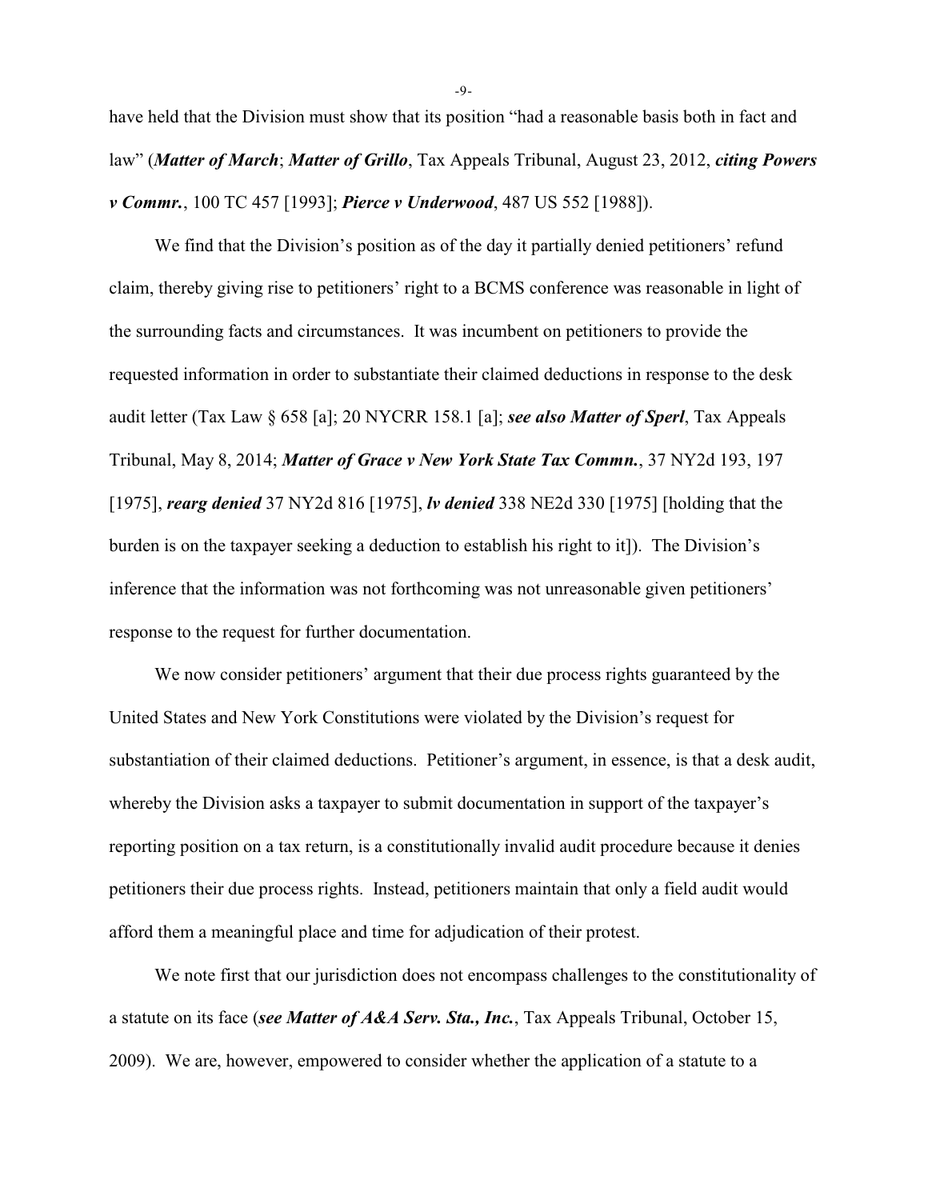have held that the Division must show that its position "had a reasonable basis both in fact and law" (***Matter of March***; ***Matter of Grillo***, Tax Appeals Tribunal, August 23, 2012, ***citing Powers v Commr.***, 100 TC 457 [1993]; ***Pierce v Underwood***, 487 US 552 [1988]).

We find that the Division's position as of the day it partially denied petitioners' refund claim, thereby giving rise to petitioners' right to a BCMS conference was reasonable in light of the surrounding facts and circumstances. It was incumbent on petitioners to provide the requested information in order to substantiate their claimed deductions in response to the desk audit letter (Tax Law § 658 [a]; 20 NYCRR 158.1 [a]; ***see also Matter of Sperl***, Tax Appeals Tribunal, May 8, 2014; ***Matter of Grace v New York State Tax Commn.***, 37 NY2d 193, 197 [1975], ***rearg denied*** 37 NY2d 816 [1975], ***lv denied*** 338 NE2d 330 [1975] [holding that the burden is on the taxpayer seeking a deduction to establish his right to it]). The Division's inference that the information was not forthcoming was not unreasonable given petitioners' response to the request for further documentation.

We now consider petitioners' argument that their due process rights guaranteed by the United States and New York Constitutions were violated by the Division's request for substantiation of their claimed deductions. Petitioner's argument, in essence, is that a desk audit, whereby the Division asks a taxpayer to submit documentation in support of the taxpayer's reporting position on a tax return, is a constitutionally invalid audit procedure because it denies petitioners their due process rights. Instead, petitioners maintain that only a field audit would afford them a meaningful place and time for adjudication of their protest.

We note first that our jurisdiction does not encompass challenges to the constitutionality of a statute on its face (***see Matter of A&A Serv. Sta., Inc.***, Tax Appeals Tribunal, October 15, 2009). We are, however, empowered to consider whether the application of a statute to a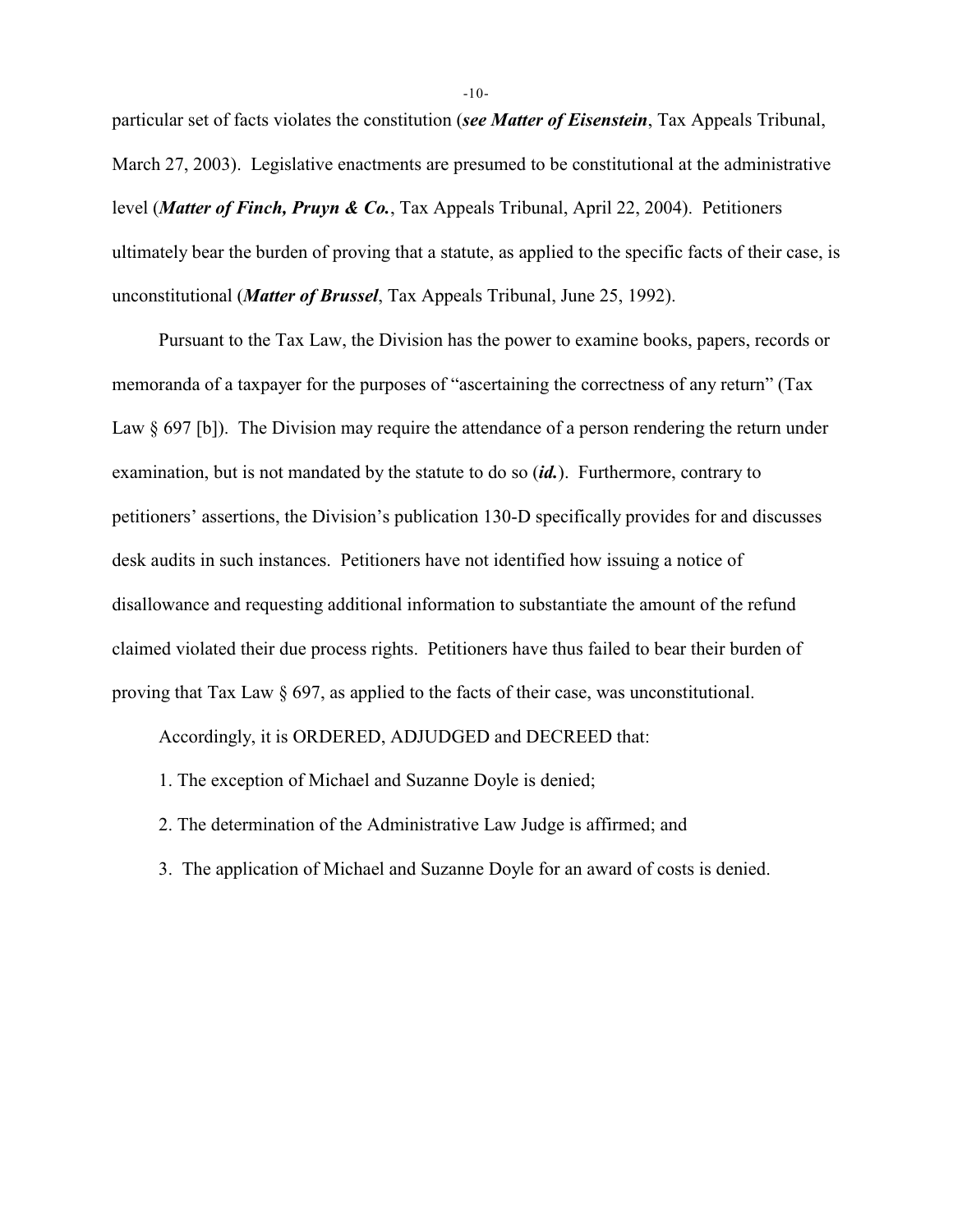particular set of facts violates the constitution (***see Matter of Eisenstein***, Tax Appeals Tribunal, March 27, 2003). Legislative enactments are presumed to be constitutional at the administrative level (***Matter of Finch, Pruyn & Co.***, Tax Appeals Tribunal, April 22, 2004). Petitioners ultimately bear the burden of proving that a statute, as applied to the specific facts of their case, is unconstitutional (***Matter of Brussel***, Tax Appeals Tribunal, June 25, 1992).

Pursuant to the Tax Law, the Division has the power to examine books, papers, records or memoranda of a taxpayer for the purposes of "ascertaining the correctness of any return" (Tax Law § 697 [b]). The Division may require the attendance of a person rendering the return under examination, but is not mandated by the statute to do so (***id.***). Furthermore, contrary to petitioners' assertions, the Division's publication 130-D specifically provides for and discusses desk audits in such instances. Petitioners have not identified how issuing a notice of disallowance and requesting additional information to substantiate the amount of the refund claimed violated their due process rights. Petitioners have thus failed to bear their burden of proving that Tax Law § 697, as applied to the facts of their case, was unconstitutional.

Accordingly, it is ORDERED, ADJUDGED and DECREED that:

1. The exception of Michael and Suzanne Doyle is denied;

2. The determination of the Administrative Law Judge is affirmed; and

3. The application of Michael and Suzanne Doyle for an award of costs is denied.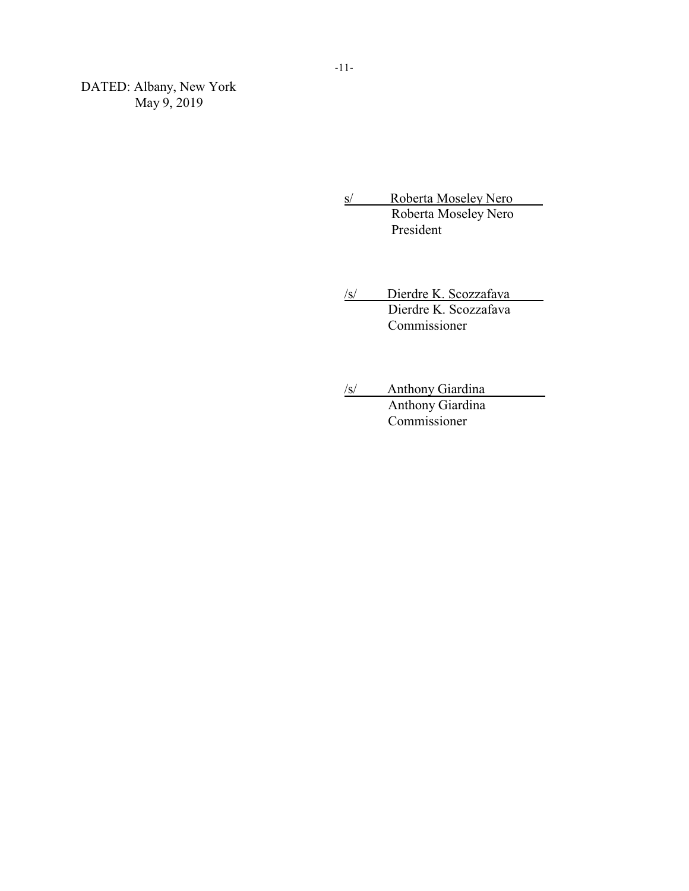DATED: Albany, New York
May 9, 2019

s/ Roberta Moseley Nero
Roberta Moseley Nero
President

/s/ Dierdre K. Scozzafava
Dierdre K. Scozzafava
Commissioner

/s/ Anthony Giardina
Anthony Giardina
Commissioner